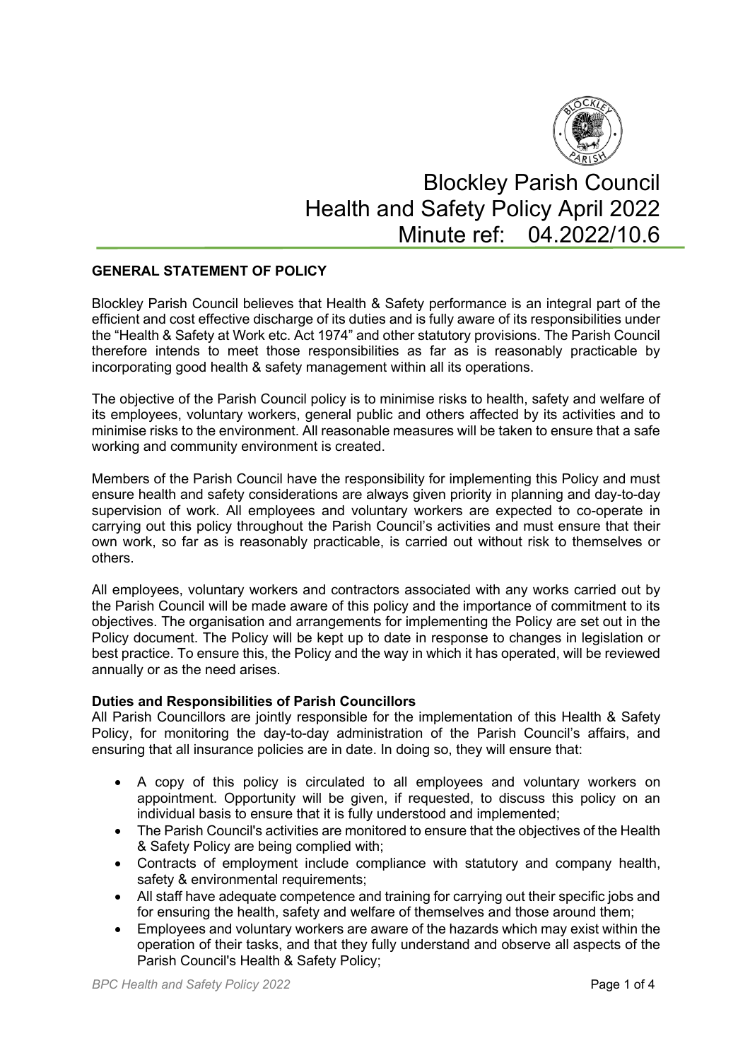# Blockley Parish Council
## Health and Safety Policy April 2022
### Minute ref: 04.2022/10.6

**GENERAL STATEMENT OF POLICY**

Blockley Parish Council believes that Health & Safety performance is an integral part of the efficient and cost effective discharge of its duties and is fully aware of its responsibilities under the "Health & Safety at Work etc. Act 1974" and other statutory provisions. The Parish Council therefore intends to meet those responsibilities as far as is reasonably practicable by incorporating good health & safety management within all its operations.

The objective of the Parish Council policy is to minimise risks to health, safety and welfare of its employees, voluntary workers, general public and others affected by its activities and to minimise risks to the environment. All reasonable measures will be taken to ensure that a safe working and community environment is created.

Members of the Parish Council have the responsibility for implementing this Policy and must ensure health and safety considerations are always given priority in planning and day-to-day supervision of work. All employees and voluntary workers are expected to co-operate in carrying out this policy throughout the Parish Council's activities and must ensure that their own work, so far as is reasonably practicable, is carried out without risk to themselves or others.

All employees, voluntary workers and contractors associated with any works carried out by the Parish Council will be made aware of this policy and the importance of commitment to its objectives. The organisation and arrangements for implementing the Policy are set out in the Policy document. The Policy will be kept up to date in response to changes in legislation or best practice. To ensure this, the Policy and the way in which it has operated, will be reviewed annually or as the need arises.

**Duties and Responsibilities of Parish Councillors**

All Parish Councillors are jointly responsible for the implementation of this Health & Safety Policy, for monitoring the day-to-day administration of the Parish Council's affairs, and ensuring that all insurance policies are in date. In doing so, they will ensure that:

- A copy of this policy is circulated to all employees and voluntary workers on appointment. Opportunity will be given, if requested, to discuss this policy on an individual basis to ensure that it is fully understood and implemented;
- The Parish Council's activities are monitored to ensure that the objectives of the Health & Safety Policy are being complied with;
- Contracts of employment include compliance with statutory and company health, safety & environmental requirements;
- All staff have adequate competence and training for carrying out their specific jobs and for ensuring the health, safety and welfare of themselves and those around them;
- Employees and voluntary workers are aware of the hazards which may exist within the operation of their tasks, and that they fully understand and observe all aspects of the Parish Council's Health & Safety Policy;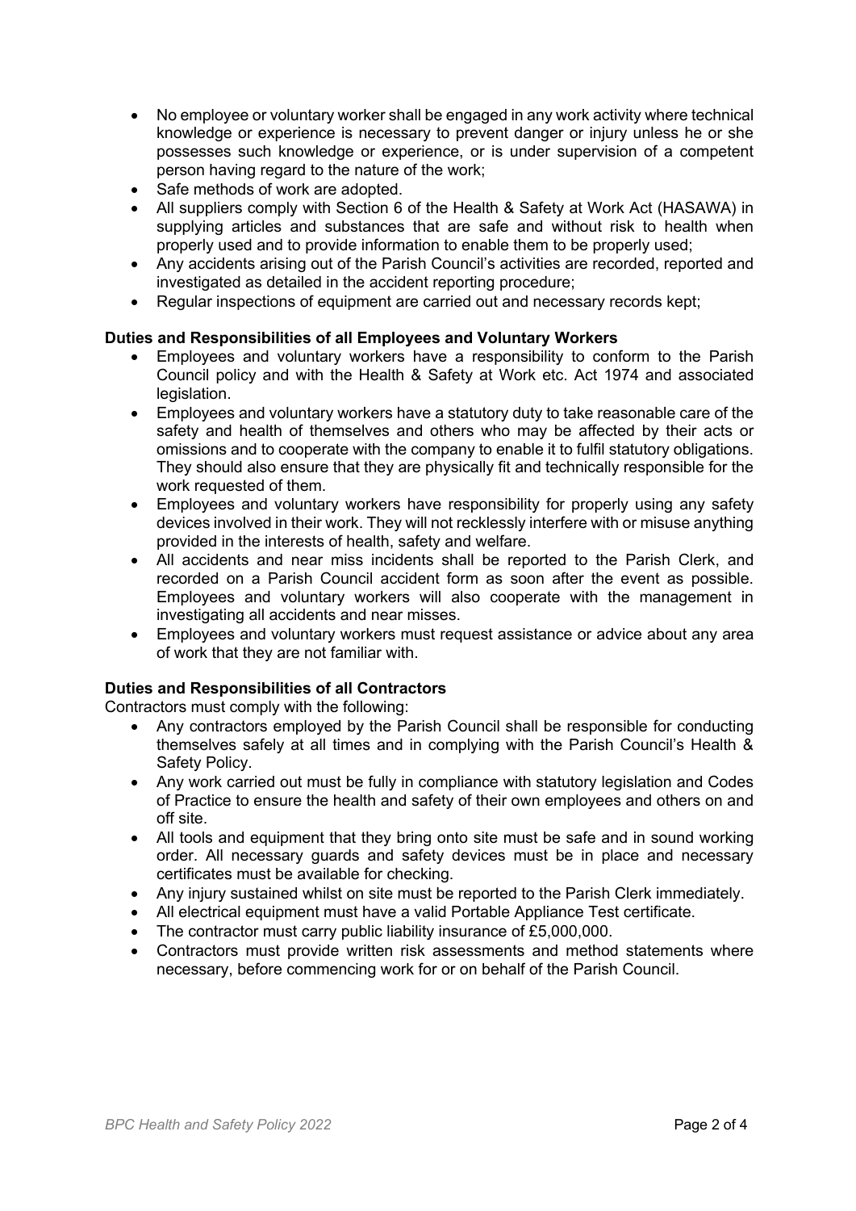- No employee or voluntary worker shall be engaged in any work activity where technical knowledge or experience is necessary to prevent danger or injury unless he or she possesses such knowledge or experience, or is under supervision of a competent person having regard to the nature of the work;
- Safe methods of work are adopted.
- All suppliers comply with Section 6 of the Health & Safety at Work Act (HASAWA) in supplying articles and substances that are safe and without risk to health when properly used and to provide information to enable them to be properly used;
- Any accidents arising out of the Parish Council's activities are recorded, reported and investigated as detailed in the accident reporting procedure;
- Regular inspections of equipment are carried out and necessary records kept;

**Duties and Responsibilities of all Employees and Voluntary Workers**

- Employees and voluntary workers have a responsibility to conform to the Parish Council policy and with the Health & Safety at Work etc. Act 1974 and associated legislation.
- Employees and voluntary workers have a statutory duty to take reasonable care of the safety and health of themselves and others who may be affected by their acts or omissions and to cooperate with the company to enable it to fulfil statutory obligations. They should also ensure that they are physically fit and technically responsible for the work requested of them.
- Employees and voluntary workers have responsibility for properly using any safety devices involved in their work. They will not recklessly interfere with or misuse anything provided in the interests of health, safety and welfare.
- All accidents and near miss incidents shall be reported to the Parish Clerk, and recorded on a Parish Council accident form as soon after the event as possible. Employees and voluntary workers will also cooperate with the management in investigating all accidents and near misses.
- Employees and voluntary workers must request assistance or advice about any area of work that they are not familiar with.

**Duties and Responsibilities of all Contractors**

Contractors must comply with the following:

- Any contractors employed by the Parish Council shall be responsible for conducting themselves safely at all times and in complying with the Parish Council's Health & Safety Policy.
- Any work carried out must be fully in compliance with statutory legislation and Codes of Practice to ensure the health and safety of their own employees and others on and off site.
- All tools and equipment that they bring onto site must be safe and in sound working order. All necessary guards and safety devices must be in place and necessary certificates must be available for checking.
- Any injury sustained whilst on site must be reported to the Parish Clerk immediately.
- All electrical equipment must have a valid Portable Appliance Test certificate.
- The contractor must carry public liability insurance of £5,000,000.
- Contractors must provide written risk assessments and method statements where necessary, before commencing work for or on behalf of the Parish Council.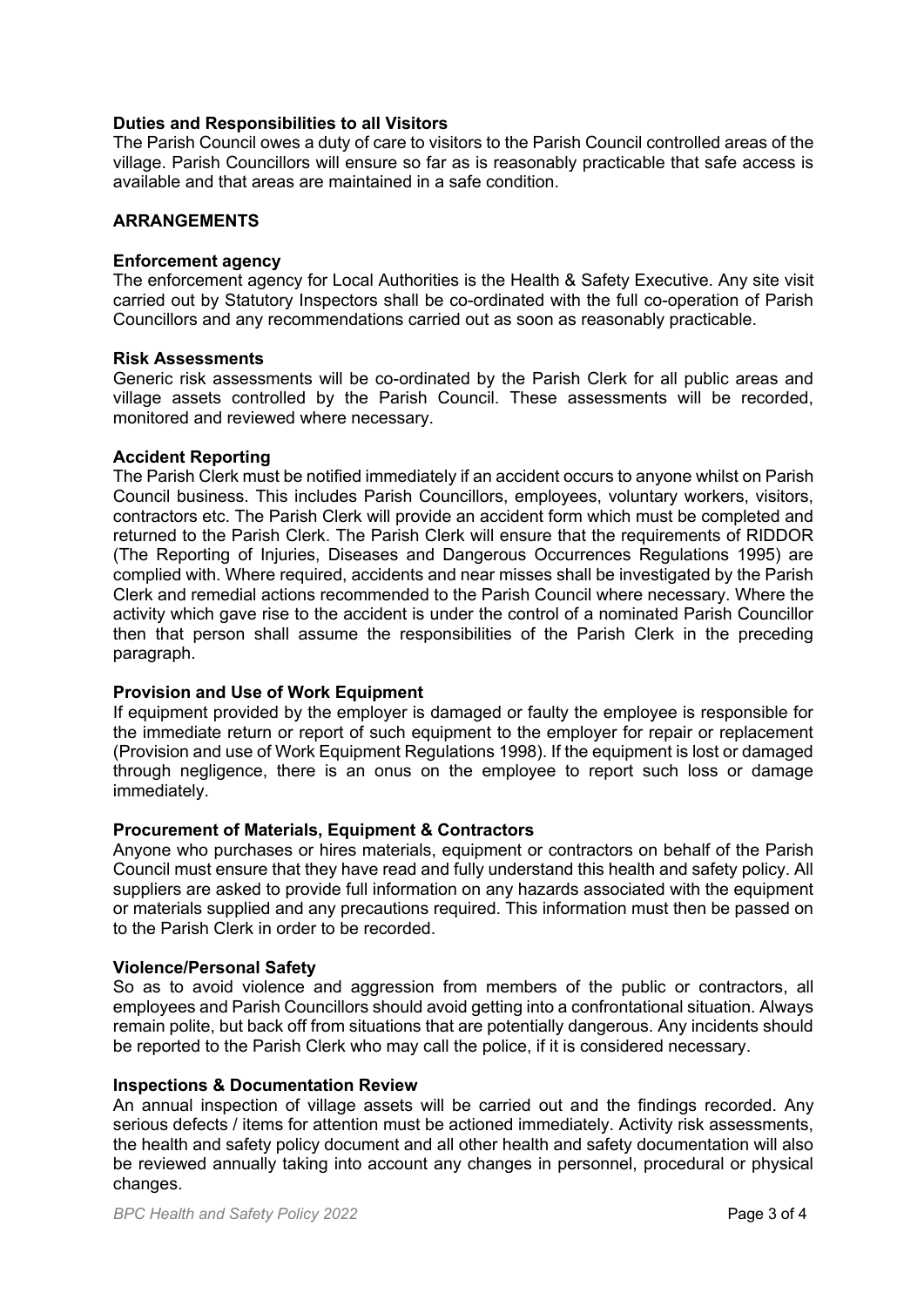**Duties and Responsibilities to all Visitors**

The Parish Council owes a duty of care to visitors to the Parish Council controlled areas of the village. Parish Councillors will ensure so far as is reasonably practicable that safe access is available and that areas are maintained in a safe condition.

## ARRANGEMENTS

**Enforcement agency**

The enforcement agency for Local Authorities is the Health & Safety Executive. Any site visit carried out by Statutory Inspectors shall be co-ordinated with the full co-operation of Parish Councillors and any recommendations carried out as soon as reasonably practicable.

**Risk Assessments**

Generic risk assessments will be co-ordinated by the Parish Clerk for all public areas and village assets controlled by the Parish Council. These assessments will be recorded, monitored and reviewed where necessary.

**Accident Reporting**

The Parish Clerk must be notified immediately if an accident occurs to anyone whilst on Parish Council business. This includes Parish Councillors, employees, voluntary workers, visitors, contractors etc. The Parish Clerk will provide an accident form which must be completed and returned to the Parish Clerk. The Parish Clerk will ensure that the requirements of RIDDOR (The Reporting of Injuries, Diseases and Dangerous Occurrences Regulations 1995) are complied with. Where required, accidents and near misses shall be investigated by the Parish Clerk and remedial actions recommended to the Parish Council where necessary. Where the activity which gave rise to the accident is under the control of a nominated Parish Councillor then that person shall assume the responsibilities of the Parish Clerk in the preceding paragraph.

**Provision and Use of Work Equipment**

If equipment provided by the employer is damaged or faulty the employee is responsible for the immediate return or report of such equipment to the employer for repair or replacement (Provision and use of Work Equipment Regulations 1998). If the equipment is lost or damaged through negligence, there is an onus on the employee to report such loss or damage immediately.

**Procurement of Materials, Equipment & Contractors**

Anyone who purchases or hires materials, equipment or contractors on behalf of the Parish Council must ensure that they have read and fully understand this health and safety policy. All suppliers are asked to provide full information on any hazards associated with the equipment or materials supplied and any precautions required. This information must then be passed on to the Parish Clerk in order to be recorded.

**Violence/Personal Safety**

So as to avoid violence and aggression from members of the public or contractors, all employees and Parish Councillors should avoid getting into a confrontational situation. Always remain polite, but back off from situations that are potentially dangerous. Any incidents should be reported to the Parish Clerk who may call the police, if it is considered necessary.

**Inspections & Documentation Review**

An annual inspection of village assets will be carried out and the findings recorded. Any serious defects / items for attention must be actioned immediately. Activity risk assessments, the health and safety policy document and all other health and safety documentation will also be reviewed annually taking into account any changes in personnel, procedural or physical changes.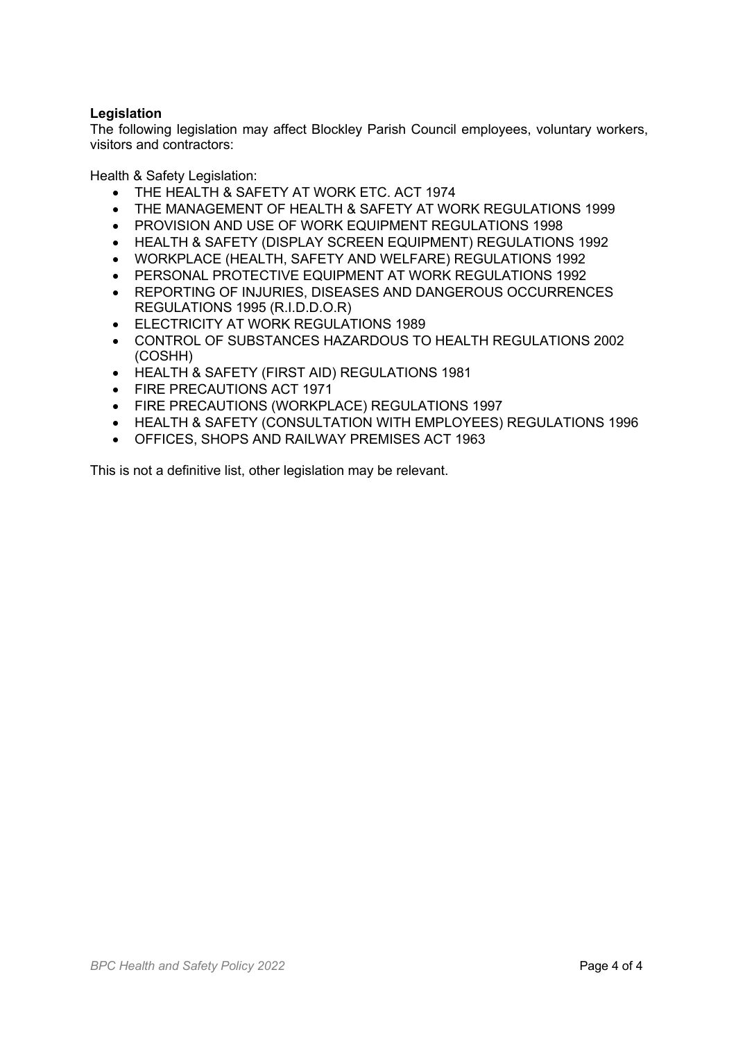**Legislation**

The following legislation may affect Blockley Parish Council employees, voluntary workers, visitors and contractors:

Health & Safety Legislation:

- THE HEALTH & SAFETY AT WORK ETC. ACT 1974
- THE MANAGEMENT OF HEALTH & SAFETY AT WORK REGULATIONS 1999
- PROVISION AND USE OF WORK EQUIPMENT REGULATIONS 1998
- HEALTH & SAFETY (DISPLAY SCREEN EQUIPMENT) REGULATIONS 1992
- WORKPLACE (HEALTH, SAFETY AND WELFARE) REGULATIONS 1992
- PERSONAL PROTECTIVE EQUIPMENT AT WORK REGULATIONS 1992
- REPORTING OF INJURIES, DISEASES AND DANGEROUS OCCURRENCES REGULATIONS 1995 (R.I.D.D.O.R)
- ELECTRICITY AT WORK REGULATIONS 1989
- CONTROL OF SUBSTANCES HAZARDOUS TO HEALTH REGULATIONS 2002 (COSHH)
- HEALTH & SAFETY (FIRST AID) REGULATIONS 1981
- FIRE PRECAUTIONS ACT 1971
- FIRE PRECAUTIONS (WORKPLACE) REGULATIONS 1997
- HEALTH & SAFETY (CONSULTATION WITH EMPLOYEES) REGULATIONS 1996
- OFFICES, SHOPS AND RAILWAY PREMISES ACT 1963

This is not a definitive list, other legislation may be relevant.